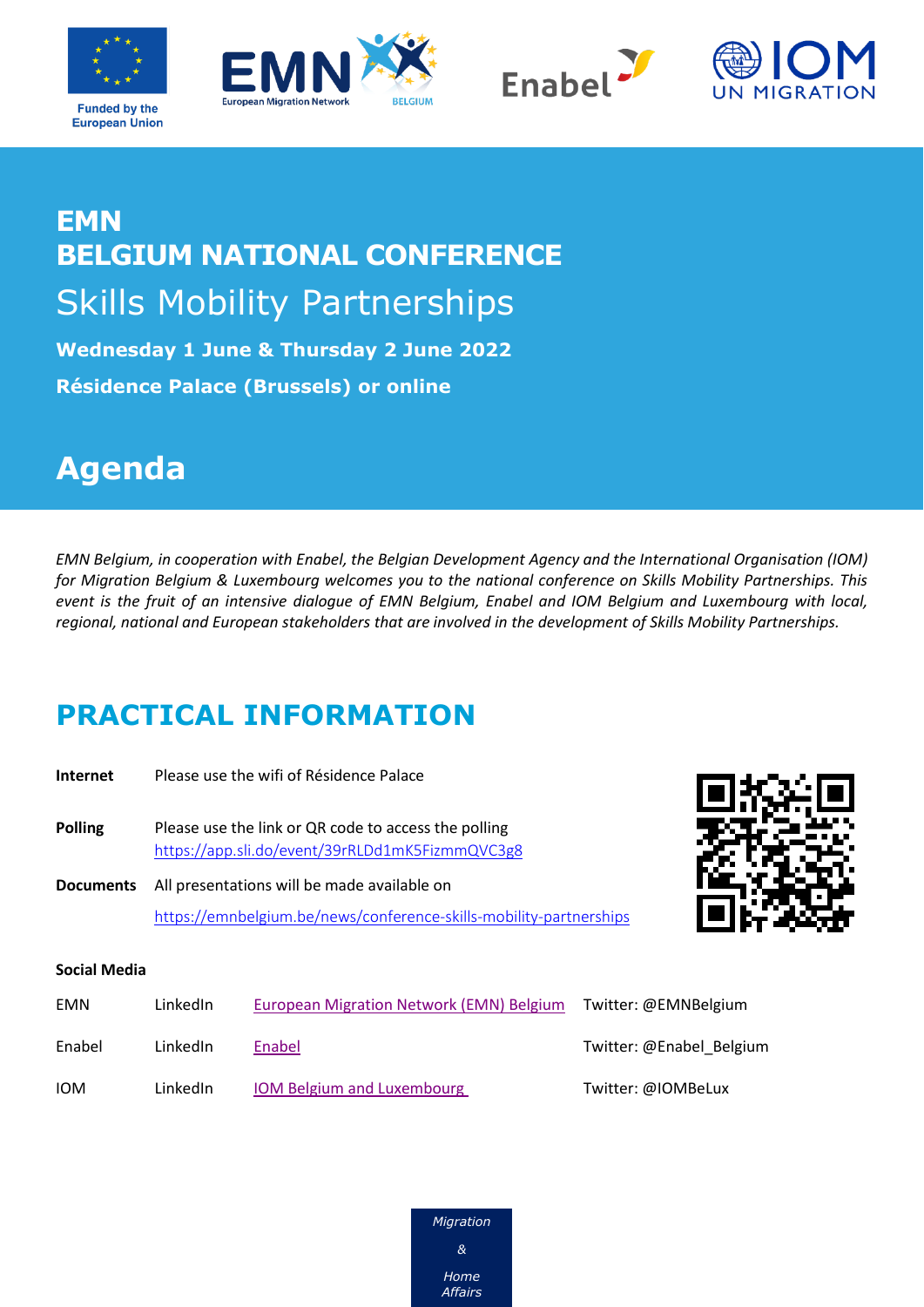Funded by the European Union

# EMN BELGIUM NATIONAL CONFERENCE

## Skills Mobility Partnerships

**Wednesday 1 June & Thursday 2 June 2022**

**Résidence Palace (Brussels) or online**

# Agenda

*EMN Belgium, in cooperation with Enabel, the Belgian Development Agency and the International Organisation (IOM) for Migration Belgium & Luxembourg welcomes you to the national conference on Skills Mobility Partnerships. This event is the fruit of an intensive dialogue of EMN Belgium, Enabel and IOM Belgium and Luxembourg with local, regional, national and European stakeholders that are involved in the development of Skills Mobility Partnerships.*

## PRACTICAL INFORMATION

**Internet** Please use the wifi of Résidence Palace

**Polling** Please use the link or QR code to access the polling
https://app.sli.do/event/39rRLDd1mK5FizmmQVC3g8

**Documents** All presentations will be made available on
https://emnbelgium.be/news/conference-skills-mobility-partnerships

**Social Media**

| | | | |
|---|---|---|---|
| EMN | LinkedIn | European Migration Network (EMN) Belgium | Twitter: @EMNBelgium |
| Enabel | LinkedIn | Enabel | Twitter: @Enabel_Belgium |
| IOM | LinkedIn | IOM Belgium and Luxembourg | Twitter: @IOMBeLux |

*Migration & Home Affairs*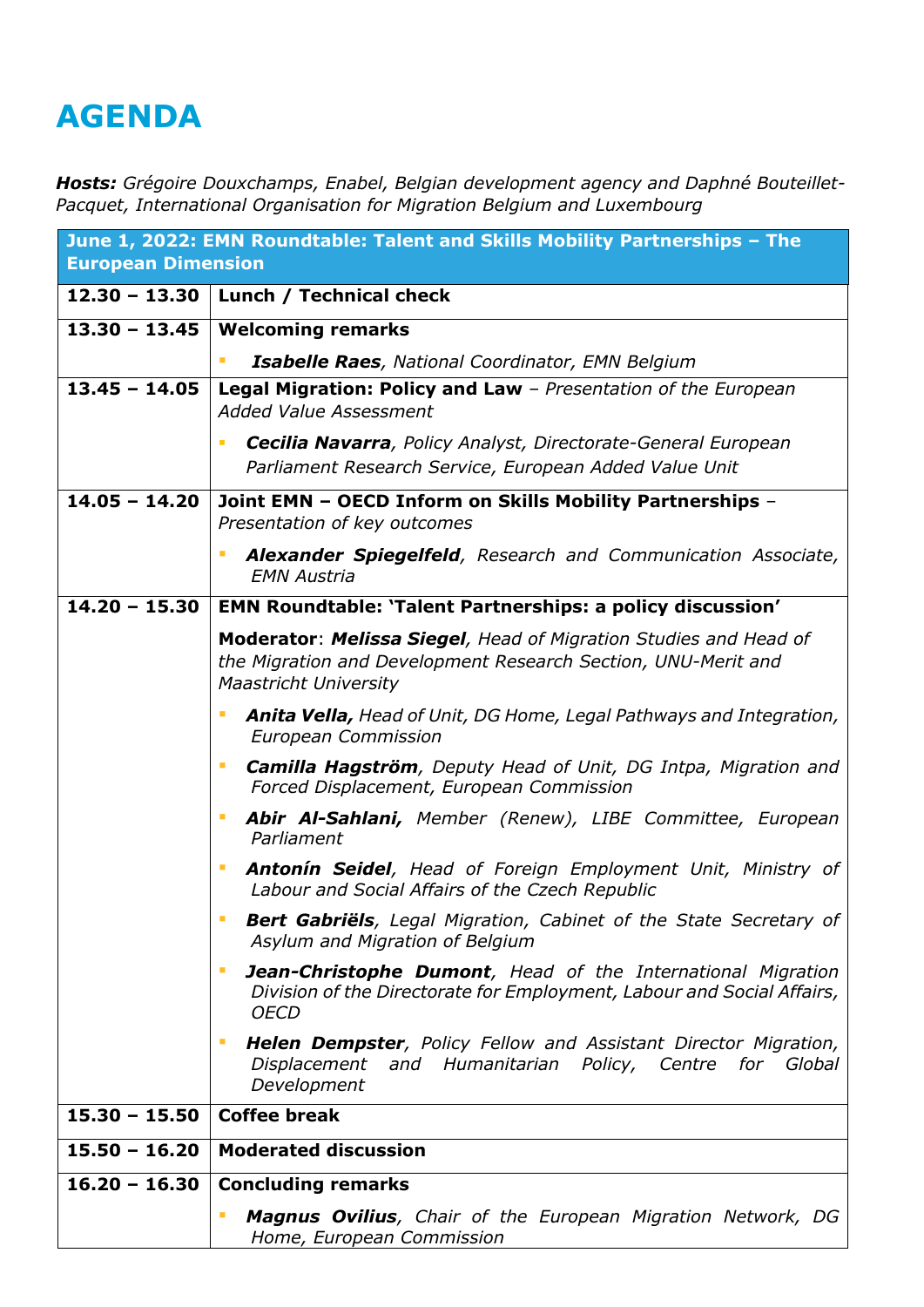# AGENDA

***Hosts:*** *Grégoire Douxchamps, Enabel, Belgian development agency and Daphné Bouteillet-Pacquet, International Organisation for Migration Belgium and Luxembourg*

| June 1, 2022: EMN Roundtable: Talent and Skills Mobility Partnerships – The European Dimension | |
|---|---|
| **12.30 – 13.30** | **Lunch / Technical check** |
| **13.30 – 13.45** | **Welcoming remarks**<br>▪ ***Isabelle Raes****, National Coordinator, EMN Belgium* |
| **13.45 – 14.05** | **Legal Migration: Policy and Law** – *Presentation of the European Added Value Assessment*<br>▪ ***Cecilia Navarra****, Policy Analyst, Directorate-General European Parliament Research Service, European Added Value Unit* |
| **14.05 – 14.20** | **Joint EMN – OECD Inform on Skills Mobility Partnerships** – *Presentation of key outcomes*<br>▪ ***Alexander Spiegelfeld****, Research and Communication Associate, EMN Austria* |
| **14.20 – 15.30** | **EMN Roundtable: 'Talent Partnerships: a policy discussion'**<br>**Moderator**: ***Melissa Siegel****, Head of Migration Studies and Head of the Migration and Development Research Section, UNU-Merit and Maastricht University*<br>▪ ***Anita Vella,*** *Head of Unit, DG Home, Legal Pathways and Integration, European Commission*<br>▪ ***Camilla Hagström****, Deputy Head of Unit, DG Intpa, Migration and Forced Displacement, European Commission*<br>▪ ***Abir Al-Sahlani,*** *Member (Renew), LIBE Committee, European Parliament*<br>▪ ***Antonín Seidel****, Head of Foreign Employment Unit, Ministry of Labour and Social Affairs of the Czech Republic*<br>▪ ***Bert Gabriëls****, Legal Migration, Cabinet of the State Secretary of Asylum and Migration of Belgium*<br>▪ ***Jean-Christophe Dumont****, Head of the International Migration Division of the Directorate for Employment, Labour and Social Affairs, OECD*<br>▪ ***Helen Dempster****, Policy Fellow and Assistant Director Migration, Displacement and Humanitarian Policy, Centre for Global Development* |
| **15.30 – 15.50** | **Coffee break** |
| **15.50 – 16.20** | **Moderated discussion** |
| **16.20 – 16.30** | **Concluding remarks**<br>▪ ***Magnus Ovilius****, Chair of the European Migration Network, DG Home, European Commission* |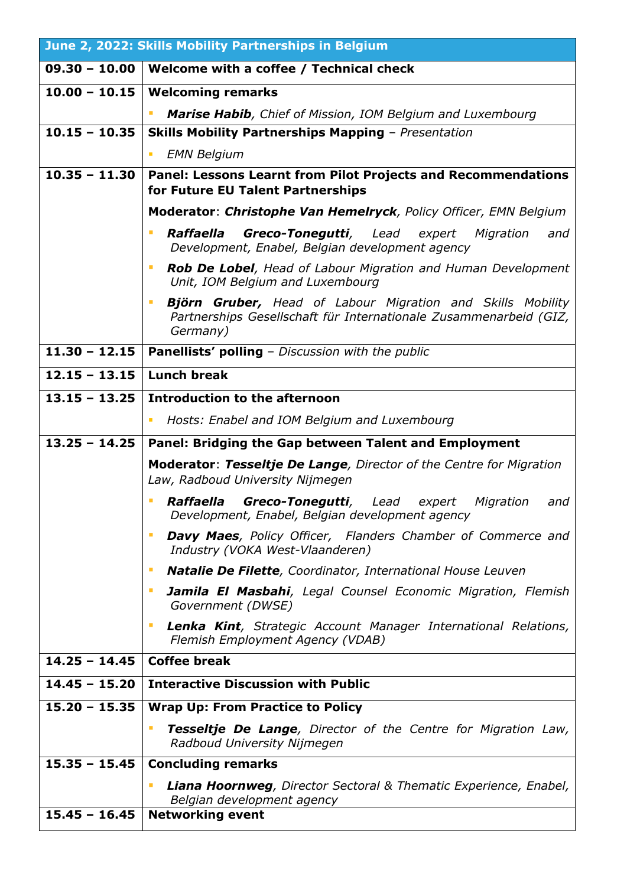| June 2, 2022: Skills Mobility Partnerships in Belgium | |
|---|---|
| **09.30 – 10.00** | **Welcome with a coffee / Technical check** |
| **10.00 – 10.15** | **Welcoming remarks**<br>▪ ***Marise Habib****, Chief of Mission, IOM Belgium and Luxembourg* |
| **10.15 – 10.35** | **Skills Mobility Partnerships Mapping** – *Presentation*<br>▪ *EMN Belgium* |
| **10.35 – 11.30** | **Panel: Lessons Learnt from Pilot Projects and Recommendations for Future EU Talent Partnerships**<br>**Moderator**: ***Christophe Van Hemelryck****, Policy Officer, EMN Belgium*<br>▪ ***Raffaella Greco-Tonegutti****, Lead expert Migration and Development, Enabel, Belgian development agency*<br>▪ ***Rob De Lobel****, Head of Labour Migration and Human Development Unit, IOM Belgium and Luxembourg*<br>▪ ***Björn Gruber,*** *Head of Labour Migration and Skills Mobility Partnerships Gesellschaft für Internationale Zusammenarbeid (GIZ, Germany)* |
| **11.30 – 12.15** | **Panellists' polling** – *Discussion with the public* |
| **12.15 – 13.15** | **Lunch break** |
| **13.15 – 13.25** | **Introduction to the afternoon**<br>▪ *Hosts: Enabel and IOM Belgium and Luxembourg* |
| **13.25 – 14.25** | **Panel: Bridging the Gap between Talent and Employment**<br>**Moderator**: ***Tesseltje De Lange****, Director of the Centre for Migration Law, Radboud University Nijmegen*<br>▪ ***Raffaella Greco-Tonegutti****, Lead expert Migration and Development, Enabel, Belgian development agency*<br>▪ ***Davy Maes****, Policy Officer, Flanders Chamber of Commerce and Industry (VOKA West-Vlaanderen)*<br>▪ ***Natalie De Filette****, Coordinator, International House Leuven*<br>▪ ***Jamila El Masbahi****, Legal Counsel Economic Migration, Flemish Government (DWSE)*<br>▪ ***Lenka Kint****, Strategic Account Manager International Relations, Flemish Employment Agency (VDAB)* |
| **14.25 – 14.45** | **Coffee break** |
| **14.45 – 15.20** | **Interactive Discussion with Public** |
| **15.20 – 15.35** | **Wrap Up: From Practice to Policy**<br>▪ ***Tesseltje De Lange****, Director of the Centre for Migration Law, Radboud University Nijmegen* |
| **15.35 – 15.45** | **Concluding remarks**<br>▪ ***Liana Hoornweg****, Director Sectoral & Thematic Experience, Enabel, Belgian development agency* |
| **15.45 – 16.45** | **Networking event** |